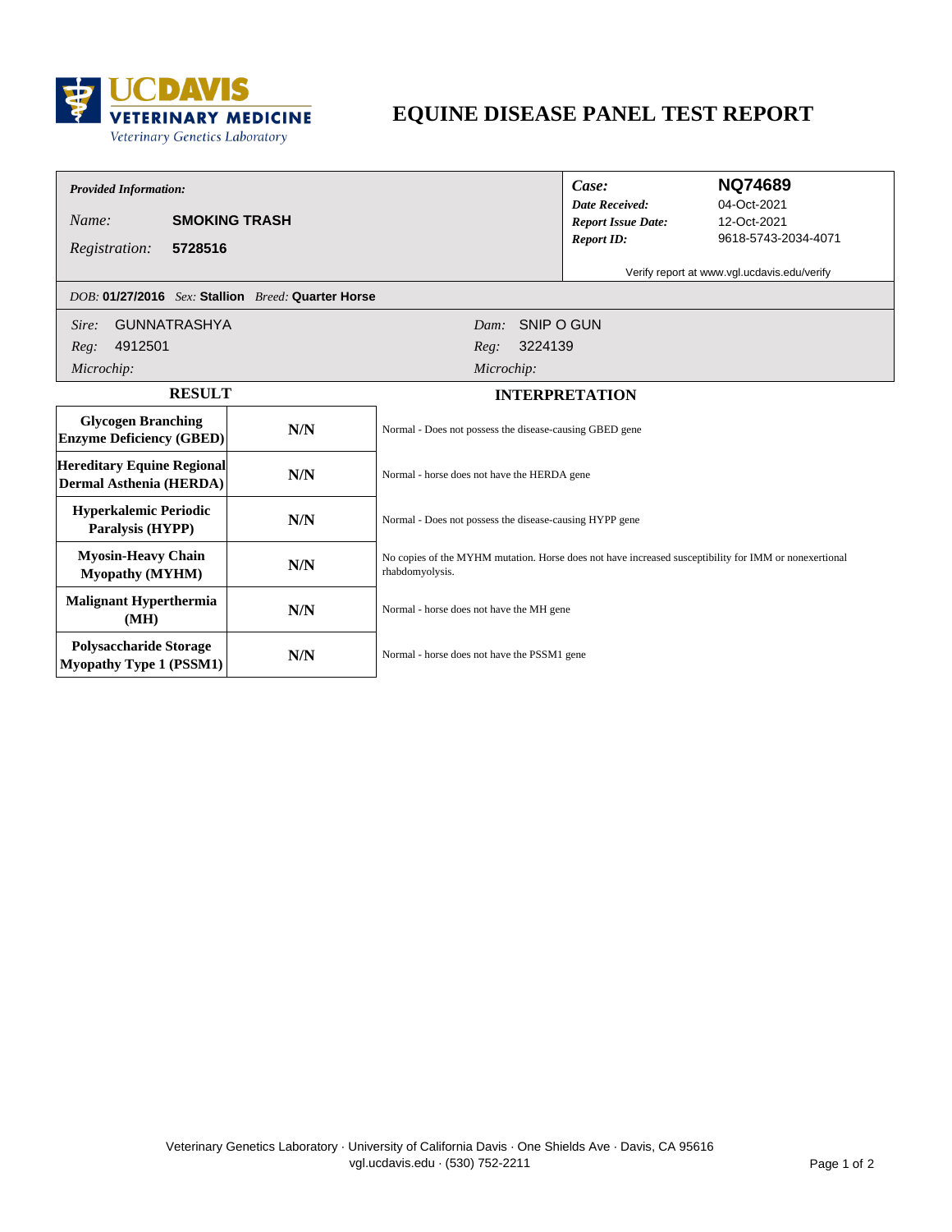UC DAVIS VETERINARY MEDICINE
Veterinary Genetics Laboratory

# EQUINE DISEASE PANEL TEST REPORT

***Provided Information:***

*Name:* **SMOKING TRASH**

*Registration:* **5728516**

| | |
|---|---|
| ***Case:*** | **NQ74689** |
| ***Date Received:*** | 04-Oct-2021 |
| ***Report Issue Date:*** | 12-Oct-2021 |
| ***Report ID:*** | 9618-5743-2034-4071 |

Verify report at www.vgl.ucdavis.edu/verify

*DOB:* **01/27/2016** *Sex:* **Stallion** *Breed:* **Quarter Horse**

| | |
|---|---|
| *Sire:* GUNNATRASHYA | *Dam:* SNIP O GUN |
| *Reg:* 4912501 | *Reg:* 3224139 |
| *Microchip:* | *Microchip:* |

| RESULT | | INTERPRETATION |
|---|---|---|
| **Glycogen Branching Enzyme Deficiency (GBED)** | **N/N** | Normal - Does not possess the disease-causing GBED gene |
| **Hereditary Equine Regional Dermal Asthenia (HERDA)** | **N/N** | Normal - horse does not have the HERDA gene |
| **Hyperkalemic Periodic Paralysis (HYPP)** | **N/N** | Normal - Does not possess the disease-causing HYPP gene |
| **Myosin-Heavy Chain Myopathy (MYHM)** | **N/N** | No copies of the MYHM mutation. Horse does not have increased susceptibility for IMM or nonexertional rhabdomyolysis. |
| **Malignant Hyperthermia (MH)** | **N/N** | Normal - horse does not have the MH gene |
| **Polysaccharide Storage Myopathy Type 1 (PSSM1)** | **N/N** | Normal - horse does not have the PSSM1 gene |

Veterinary Genetics Laboratory · University of California Davis · One Shields Ave · Davis, CA 95616
vgl.ucdavis.edu · (530) 752-2211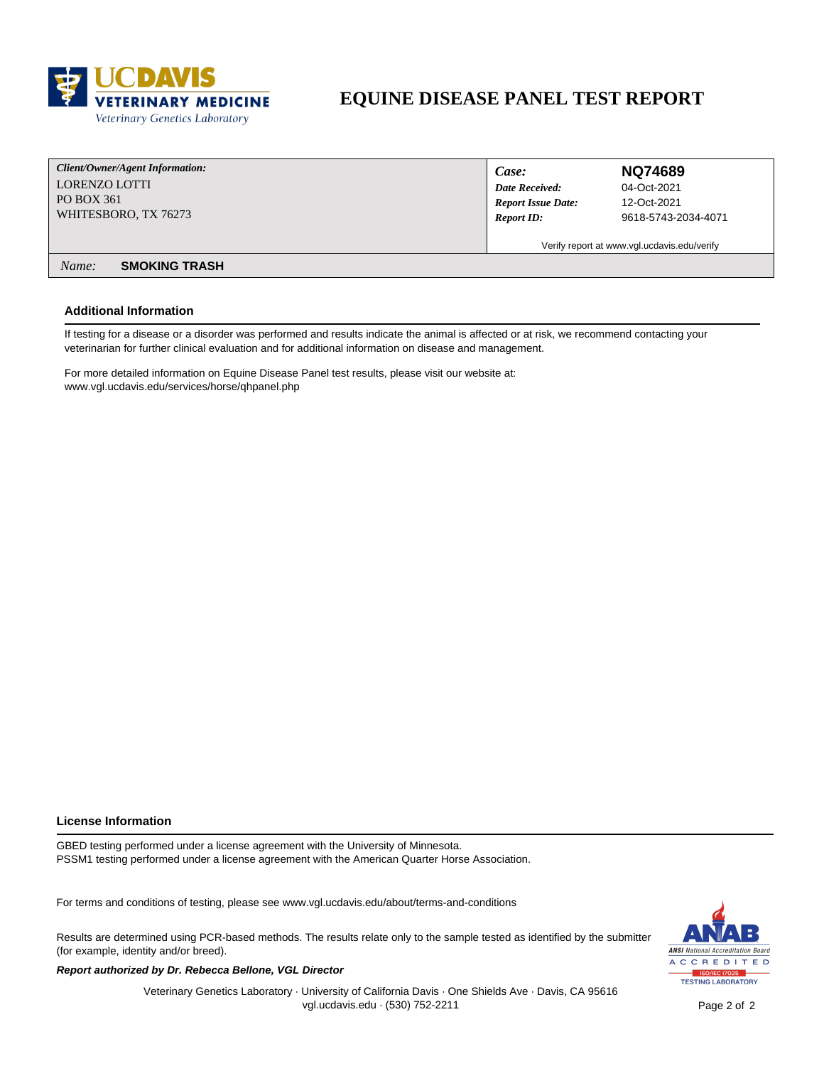# EQUINE DISEASE PANEL TEST REPORT

UC DAVIS VETERINARY MEDICINE
Veterinary Genetics Laboratory

| | | |
|---|---|---|
| ***Client/Owner/Agent Information:*** | ***Case:*** | **NQ74689** |
| LORENZO LOTTI | ***Date Received:*** | 04-Oct-2021 |
| PO BOX 361 | ***Report Issue Date:*** | 12-Oct-2021 |
| WHITESBORO, TX 76273 | ***Report ID:*** | 9618-5743-2034-4071 |
| | Verify report at www.vgl.ucdavis.edu/verify | |

*Name:* **SMOKING TRASH**

### Additional Information

If testing for a disease or a disorder was performed and results indicate the animal is affected or at risk, we recommend contacting your veterinarian for further clinical evaluation and for additional information on disease and management.

For more detailed information on Equine Disease Panel test results, please visit our website at:
www.vgl.ucdavis.edu/services/horse/qhpanel.php

### License Information

GBED testing performed under a license agreement with the University of Minnesota.
PSSM1 testing performed under a license agreement with the American Quarter Horse Association.

For terms and conditions of testing, please see www.vgl.ucdavis.edu/about/terms-and-conditions

Results are determined using PCR-based methods. The results relate only to the sample tested as identified by the submitter (for example, identity and/or breed).

***Report authorized by Dr. Rebecca Bellone, VGL Director***

ANAB ANSI National Accreditation Board ACCREDITED ISO/IEC 17025 TESTING LABORATORY

Veterinary Genetics Laboratory · University of California Davis · One Shields Ave · Davis, CA 95616
vgl.ucdavis.edu · (530) 752-2211